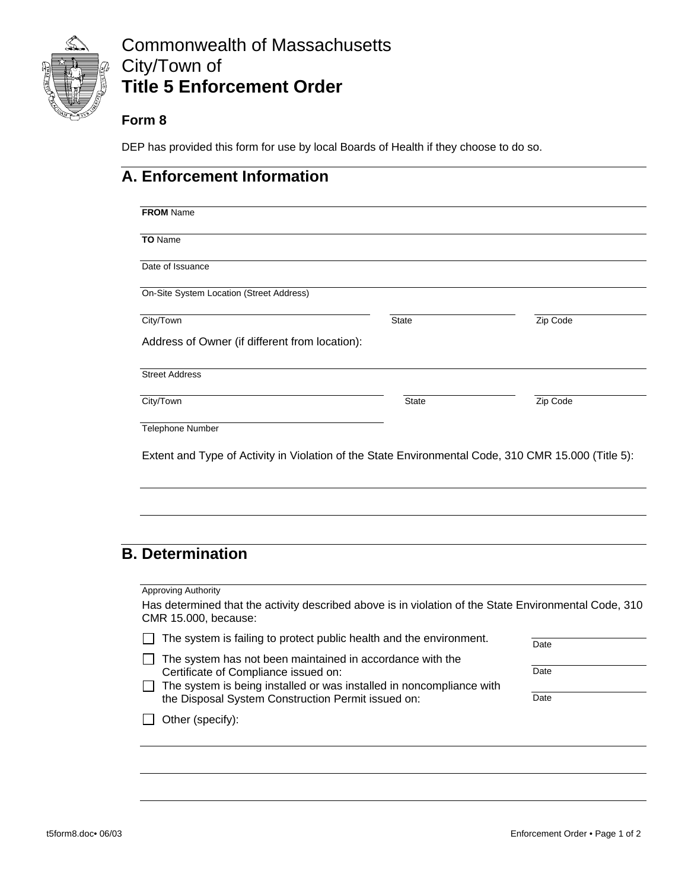# Commonwealth of Massachusetts
City/Town of
**Title 5 Enforcement Order**

### Form 8

DEP has provided this form for use by local Boards of Health if they choose to do so.

## A. Enforcement Information

**FROM** Name

**TO** Name

Date of Issuance

On-Site System Location (Street Address)

City/Town | State | Zip Code

Address of Owner (if different from location):

Street Address

City/Town | State | Zip Code

Telephone Number

Extent and Type of Activity in Violation of the State Environmental Code, 310 CMR 15.000 (Title 5):

## B. Determination

Approving Authority

Has determined that the activity described above is in violation of the State Environmental Code, 310 CMR 15.000, because:

- ☐ The system is failing to protect public health and the environment. Date
- ☐ The system has not been maintained in accordance with the Certificate of Compliance issued on: Date
- ☐ The system is being installed or was installed in noncompliance with the Disposal System Construction Permit issued on: Date
- ☐ Other (specify):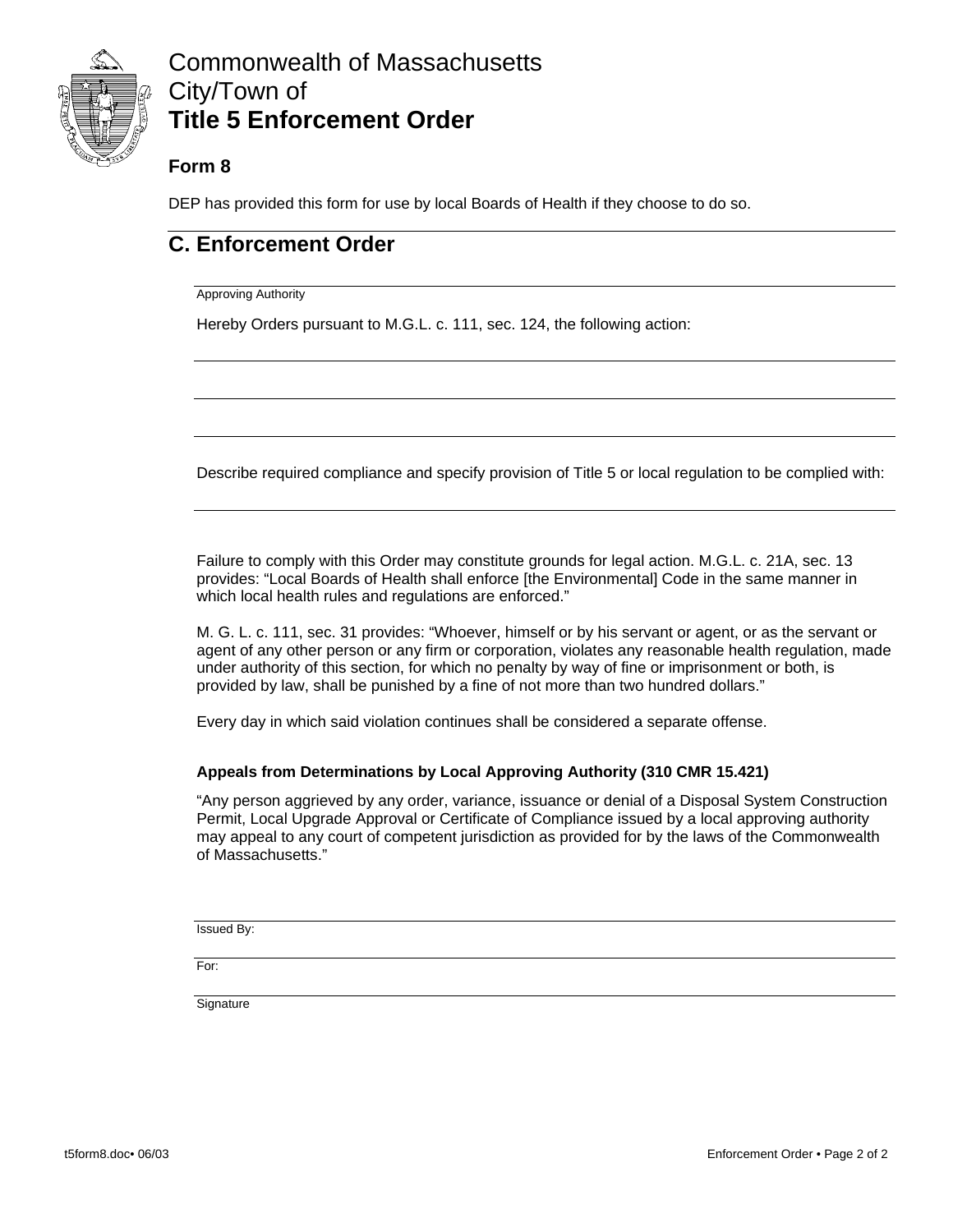# Commonwealth of Massachusetts
City/Town of
**Title 5 Enforcement Order**

## Form 8

DEP has provided this form for use by local Boards of Health if they choose to do so.

## C. Enforcement Order

Approving Authority

Hereby Orders pursuant to M.G.L. c. 111, sec. 124, the following action:

Describe required compliance and specify provision of Title 5 or local regulation to be complied with:

Failure to comply with this Order may constitute grounds for legal action. M.G.L. c. 21A, sec. 13 provides: "Local Boards of Health shall enforce [the Environmental] Code in the same manner in which local health rules and regulations are enforced."

M. G. L. c. 111, sec. 31 provides: "Whoever, himself or by his servant or agent, or as the servant or agent of any other person or any firm or corporation, violates any reasonable health regulation, made under authority of this section, for which no penalty by way of fine or imprisonment or both, is provided by law, shall be punished by a fine of not more than two hundred dollars."

Every day in which said violation continues shall be considered a separate offense.

**Appeals from Determinations by Local Approving Authority (310 CMR 15.421)**

"Any person aggrieved by any order, variance, issuance or denial of a Disposal System Construction Permit, Local Upgrade Approval or Certificate of Compliance issued by a local approving authority may appeal to any court of competent jurisdiction as provided for by the laws of the Commonwealth of Massachusetts."

Issued By:

For:

Signature